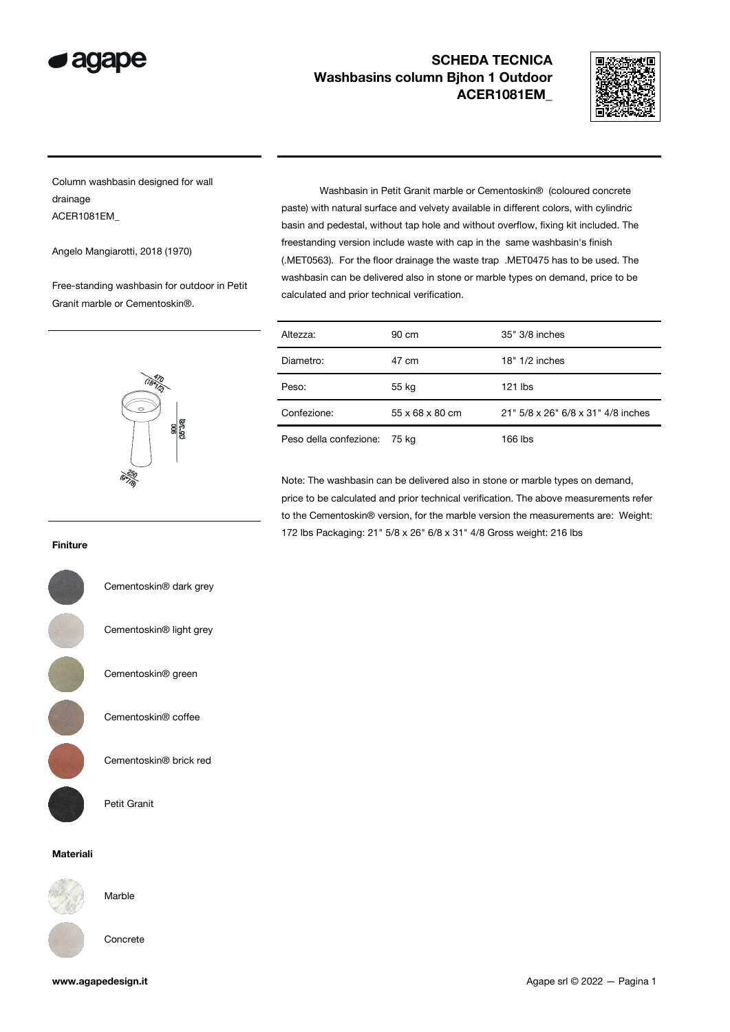# SCHEDA TECNICA
## Washbasins column Bjhon 1 Outdoor
## ACER1081EM_

Column washbasin designed for wall drainage
ACER1081EM_

Angelo Mangiarotti, 2018 (1970)

Free-standing washbasin for outdoor in Petit Granit marble or Cementoskin®.

Washbasin in Petit Granit marble or Cementoskin® (coloured concrete paste) with natural surface and velvety available in different colors, with cylindric basin and pedestal, without tap hole and without overflow, fixing kit included. The freestanding version include waste with cap in the same washbasin's finish (.MET0563). For the floor drainage the waste trap .MET0475 has to be used. The washbasin can be delivered also in stone or marble types on demand, price to be calculated and prior technical verification.

| Altezza: | 90 cm | 35" 3/8 inches |
|---|---|---|
| Diametro: | 47 cm | 18" 1/2 inches |
| Peso: | 55 kg | 121 lbs |
| Confezione: | 55 x 68 x 80 cm | 21" 5/8 x 26" 6/8 x 31" 4/8 inches |
| Peso della confezione: | 75 kg | 166 lbs |

Note: The washbasin can be delivered also in stone or marble types on demand, price to be calculated and prior technical verification. The above measurements refer to the Cementoskin® version, for the marble version the measurements are: Weight: 172 lbs Packaging: 21" 5/8 x 26" 6/8 x 31" 4/8 Gross weight: 216 lbs

470 (18"1/2)
900 (35"3/8)
250 (9"7/8)

**Finiture**

- Cementoskin® dark grey
- Cementoskin® light grey
- Cementoskin® green
- Cementoskin® coffee
- Cementoskin® brick red
- Petit Granit

**Materiali**

- Marble
- Concrete

**www.agapedesign.it**

Agape srl © 2022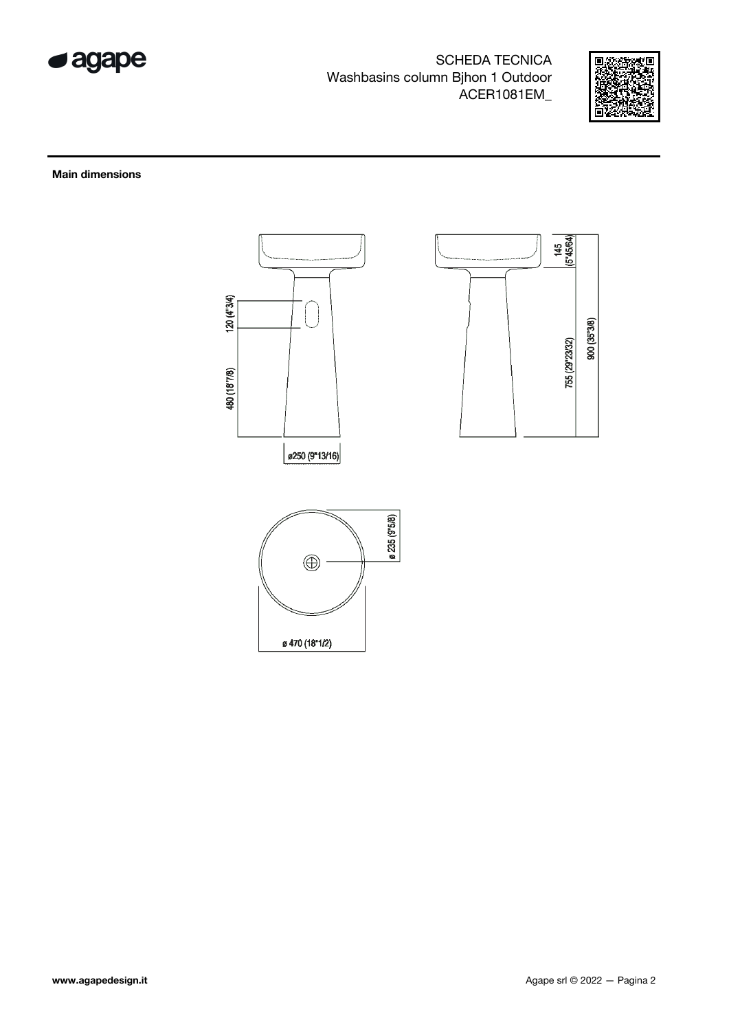SCHEDA TECNICA
Washbasins column Bjhon 1 Outdoor
ACER1081EM_

**Main dimensions**

120 (4"3/4)

480 (18"7/8)

ø250 (9"13/16)

145 (5"45/64)

755 (29"23/32)

900 (35"3/8)

ø 235 (9"5/8)

ø 470 (18"1/2)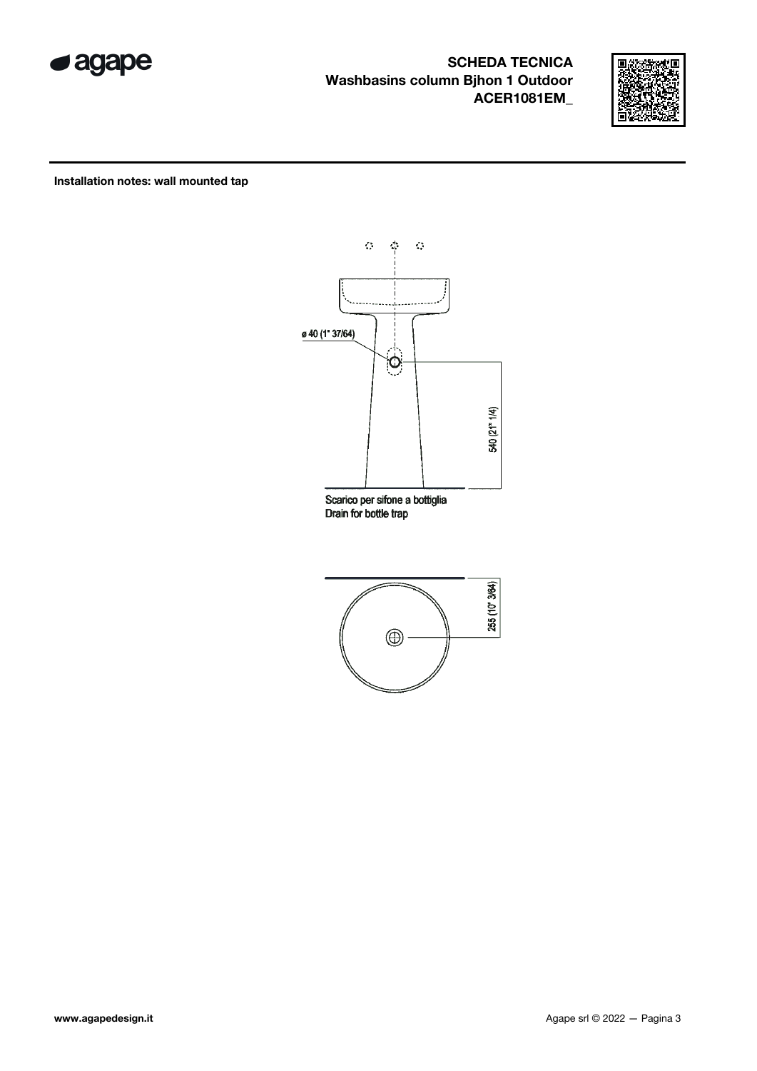**SCHEDA TECNICA**
**Washbasins column Bjhon 1 Outdoor**
**ACER1081EM_**

**Installation notes: wall mounted tap**

ø 40 (1" 37/64)

540 (21" 1/4)

Scarico per sifone a bottiglia
Drain for bottle trap

255 (10" 3/64)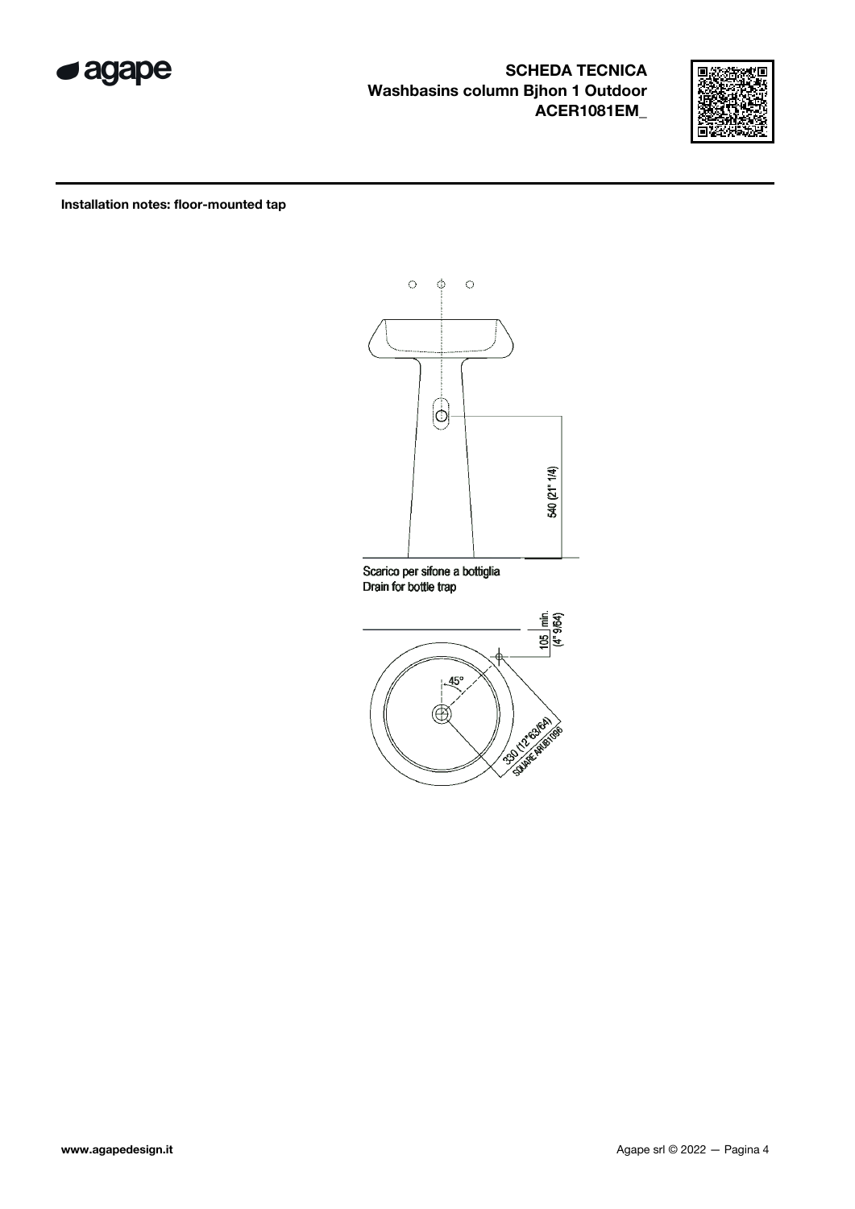**SCHEDA TECNICA**
**Washbasins column Bjhon 1 Outdoor**
**ACER1081EM_**

**Installation notes: floor-mounted tap**

540 (21" 1/4)

Scarico per sifone a bottiglia
Drain for bottle trap

105 min. (4" 9/64)

45°

330 (12"63/64) SQUARE ARUB1096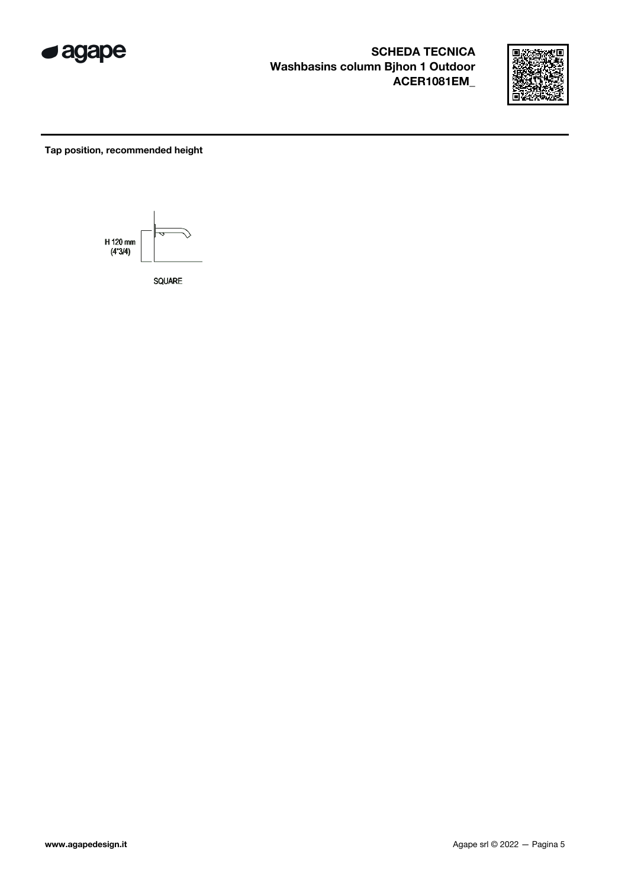**Tap position, recommended height**

H 120 mm
(4"3/4)

SQUARE